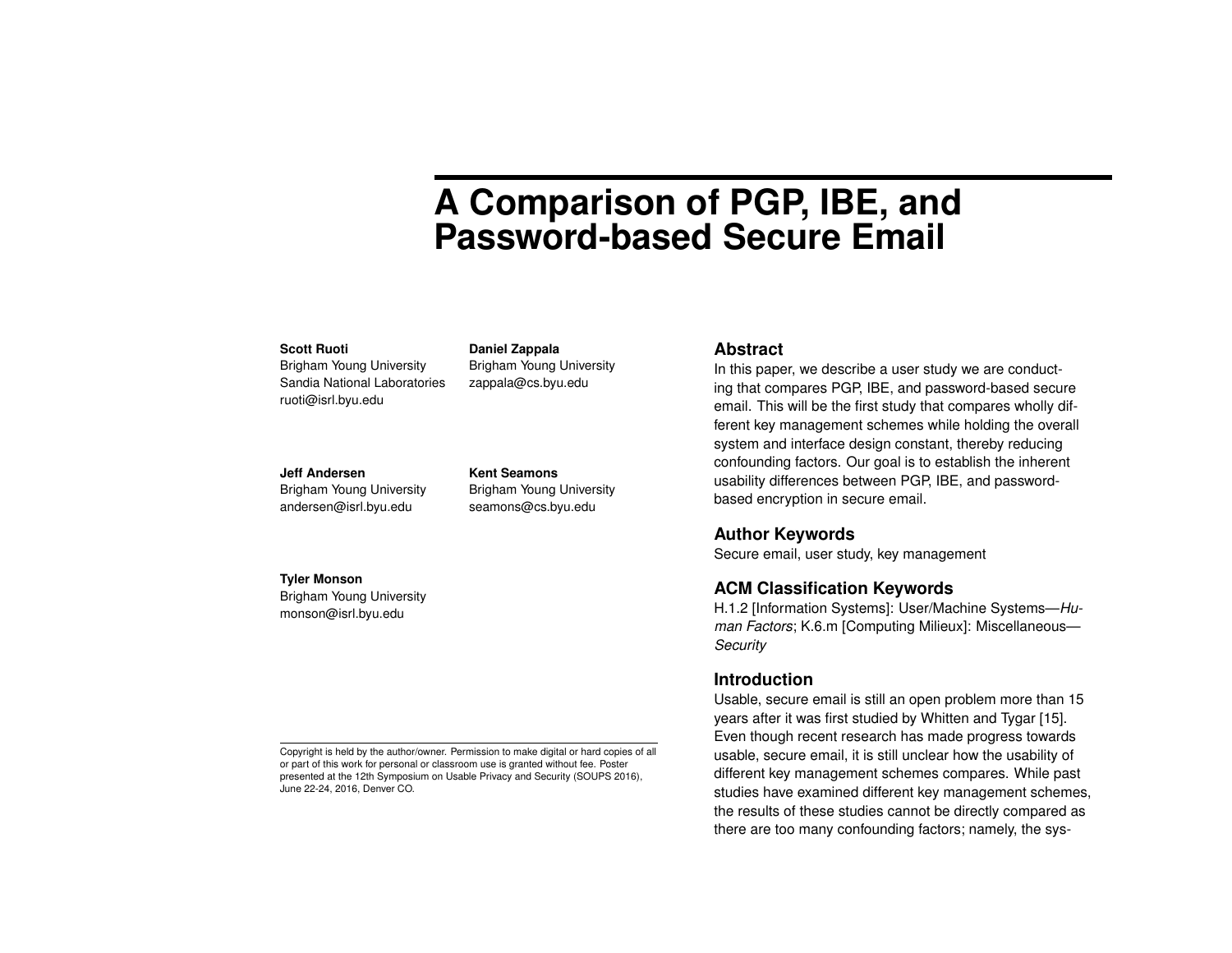# A Comparison of PGP, IBE, and Password-based Secure Email

**Scott Ruoti**
Brigham Young University
Sandia National Laboratories
ruoti@isrl.byu.edu

**Daniel Zappala**
Brigham Young University
zappala@cs.byu.edu

**Jeff Andersen**
Brigham Young University
andersen@isrl.byu.edu

**Kent Seamons**
Brigham Young University
seamons@cs.byu.edu

**Tyler Monson**
Brigham Young University
monson@isrl.byu.edu

Copyright is held by the author/owner. Permission to make digital or hard copies of all or part of this work for personal or classroom use is granted without fee. Poster presented at the 12th Symposium on Usable Privacy and Security (SOUPS 2016), June 22-24, 2016, Denver CO.

## Abstract

In this paper, we describe a user study we are conducting that compares PGP, IBE, and password-based secure email. This will be the first study that compares wholly different key management schemes while holding the overall system and interface design constant, thereby reducing confounding factors. Our goal is to establish the inherent usability differences between PGP, IBE, and password-based encryption in secure email.

## Author Keywords

Secure email, user study, key management

## ACM Classification Keywords

H.1.2 [Information Systems]: User/Machine Systems—*Human Factors*; K.6.m [Computing Milieux]: Miscellaneous—*Security*

## Introduction

Usable, secure email is still an open problem more than 15 years after it was first studied by Whitten and Tygar [15]. Even though recent research has made progress towards usable, secure email, it is still unclear how the usability of different key management schemes compares. While past studies have examined different key management schemes, the results of these studies cannot be directly compared as there are too many confounding factors; namely, the sys-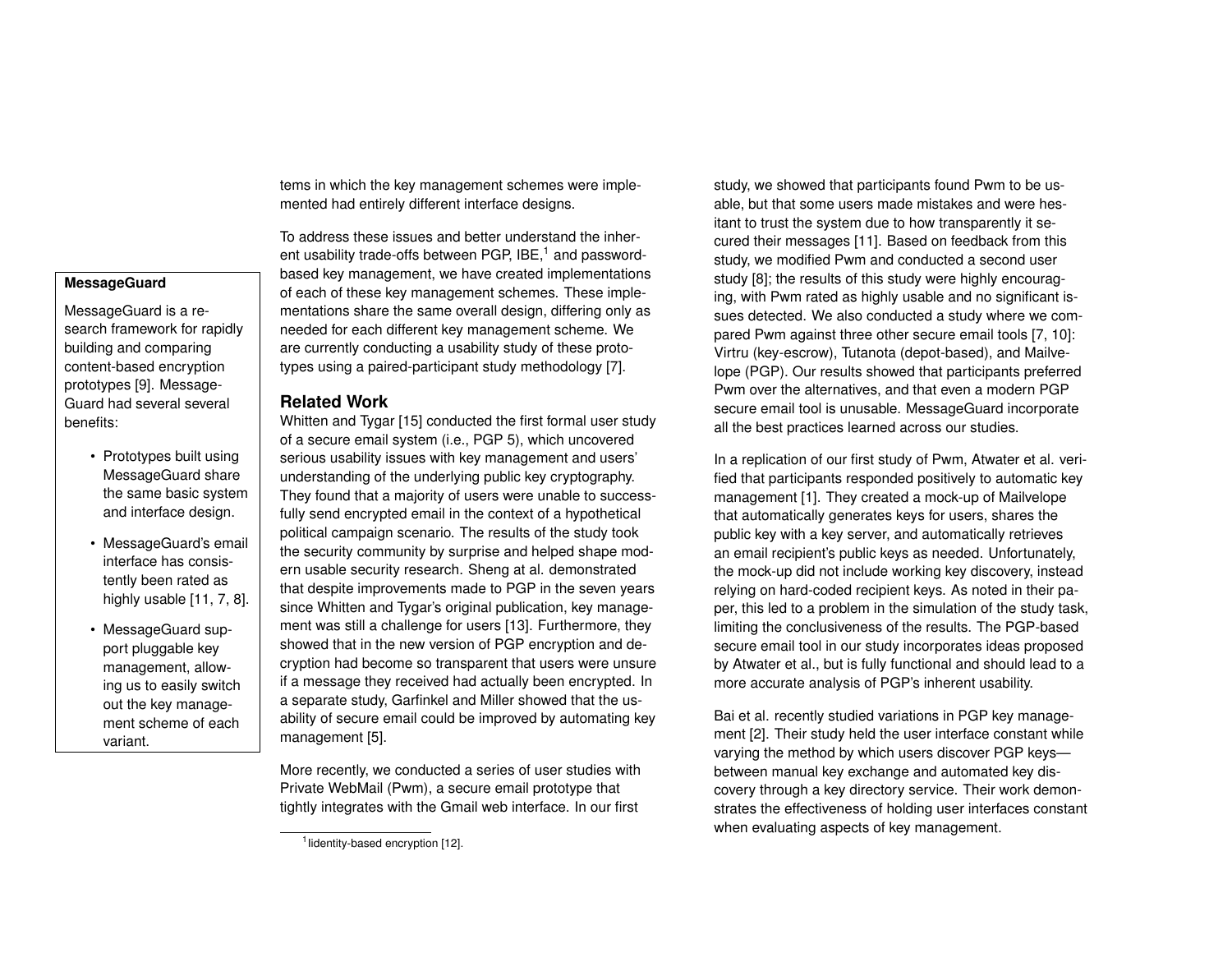tems in which the key management schemes were implemented had entirely different interface designs.

To address these issues and better understand the inherent usability trade-offs between PGP, IBE,[1] and password-based key management, we have created implementations of each of these key management schemes. These implementations share the same overall design, differing only as needed for each different key management scheme. We are currently conducting a usability study of these prototypes using a paired-participant study methodology [7].

**MessageGuard**

MessageGuard is a research framework for rapidly building and comparing content-based encryption prototypes [9]. MessageGuard had several several benefits:

- Prototypes built using MessageGuard share the same basic system and interface design.
- MessageGuard's email interface has consistently been rated as highly usable [11, 7, 8].
- MessageGuard support pluggable key management, allowing us to easily switch out the key management scheme of each variant.

## Related Work

Whitten and Tygar [15] conducted the first formal user study of a secure email system (i.e., PGP 5), which uncovered serious usability issues with key management and users' understanding of the underlying public key cryptography. They found that a majority of users were unable to successfully send encrypted email in the context of a hypothetical political campaign scenario. The results of the study took the security community by surprise and helped shape modern usable security research. Sheng at al. demonstrated that despite improvements made to PGP in the seven years since Whitten and Tygar's original publication, key management was still a challenge for users [13]. Furthermore, they showed that in the new version of PGP encryption and decryption had become so transparent that users were unsure if a message they received had actually been encrypted. In a separate study, Garfinkel and Miller showed that the usability of secure email could be improved by automating key management [5].

More recently, we conducted a series of user studies with Private WebMail (Pwm), a secure email prototype that tightly integrates with the Gmail web interface. In our first study, we showed that participants found Pwm to be usable, but that some users made mistakes and were hesitant to trust the system due to how transparently it secured their messages [11]. Based on feedback from this study, we modified Pwm and conducted a second user study [8]; the results of this study were highly encouraging, with Pwm rated as highly usable and no significant issues detected. We also conducted a study where we compared Pwm against three other secure email tools [7, 10]: Virtru (key-escrow), Tutanota (depot-based), and Mailvelope (PGP). Our results showed that participants preferred Pwm over the alternatives, and that even a modern PGP secure email tool is unusable. MessageGuard incorporate all the best practices learned across our studies.

In a replication of our first study of Pwm, Atwater et al. verified that participants responded positively to automatic key management [1]. They created a mock-up of Mailvelope that automatically generates keys for users, shares the public key with a key server, and automatically retrieves an email recipient's public keys as needed. Unfortunately, the mock-up did not include working key discovery, instead relying on hard-coded recipient keys. As noted in their paper, this led to a problem in the simulation of the study task, limiting the conclusiveness of the results. The PGP-based secure email tool in our study incorporates ideas proposed by Atwater et al., but is fully functional and should lead to a more accurate analysis of PGP's inherent usability.

Bai et al. recently studied variations in PGP key management [2]. Their study held the user interface constant while varying the method by which users discover PGP keys—between manual key exchange and automated key discovery through a key directory service. Their work demonstrates the effectiveness of holding user interfaces constant when evaluating aspects of key management.

[1] Iidentity-based encryption [12].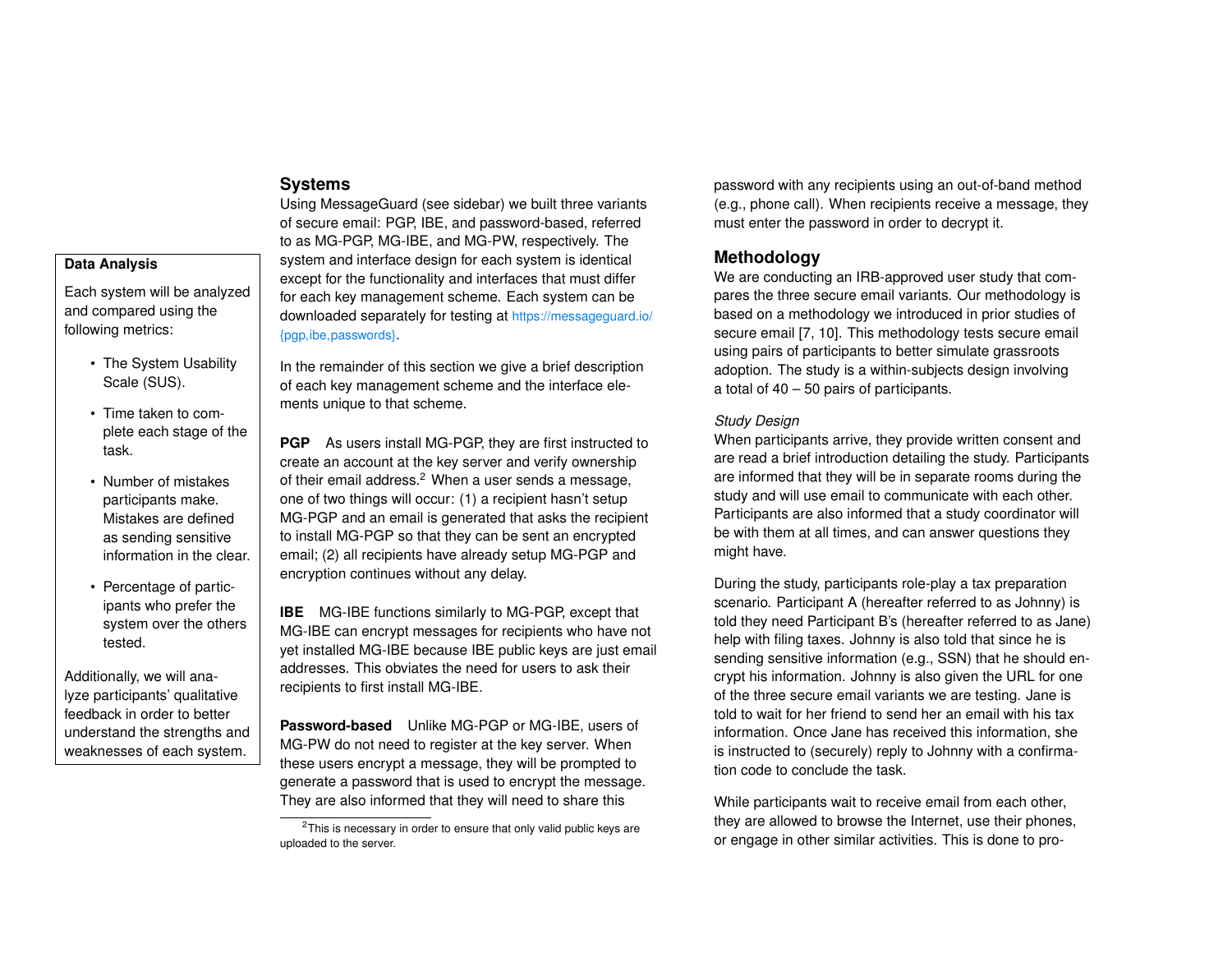### Data Analysis

Each system will be analyzed and compared using the following metrics:

- The System Usability Scale (SUS).
- Time taken to complete each stage of the task.
- Number of mistakes participants make. Mistakes are defined as sending sensitive information in the clear.
- Percentage of participants who prefer the system over the others tested.

Additionally, we will analyze participants' qualitative feedback in order to better understand the strengths and weaknesses of each system.

## Systems

Using MessageGuard (see sidebar) we built three variants of secure email: PGP, IBE, and password-based, referred to as MG-PGP, MG-IBE, and MG-PW, respectively. The system and interface design for each system is identical except for the functionality and interfaces that must differ for each key management scheme. Each system can be downloaded separately for testing at https://messageguard.io/{pgp,ibe,passwords}.

In the remainder of this section we give a brief description of each key management scheme and the interface elements unique to that scheme.

**PGP** As users install MG-PGP, they are first instructed to create an account at the key server and verify ownership of their email address.[2] When a user sends a message, one of two things will occur: (1) a recipient hasn't setup MG-PGP and an email is generated that asks the recipient to install MG-PGP so that they can be sent an encrypted email; (2) all recipients have already setup MG-PGP and encryption continues without any delay.

**IBE** MG-IBE functions similarly to MG-PGP, except that MG-IBE can encrypt messages for recipients who have not yet installed MG-IBE because IBE public keys are just email addresses. This obviates the need for users to ask their recipients to first install MG-IBE.

**Password-based** Unlike MG-PGP or MG-IBE, users of MG-PW do not need to register at the key server. When these users encrypt a message, they will be prompted to generate a password that is used to encrypt the message. They are also informed that they will need to share this password with any recipients using an out-of-band method (e.g., phone call). When recipients receive a message, they must enter the password in order to decrypt it.

[2] This is necessary in order to ensure that only valid public keys are uploaded to the server.

## Methodology

We are conducting an IRB-approved user study that compares the three secure email variants. Our methodology is based on a methodology we introduced in prior studies of secure email [7, 10]. This methodology tests secure email using pairs of participants to better simulate grassroots adoption. The study is a within-subjects design involving a total of 40 – 50 pairs of participants.

*Study Design*

When participants arrive, they provide written consent and are read a brief introduction detailing the study. Participants are informed that they will be in separate rooms during the study and will use email to communicate with each other. Participants are also informed that a study coordinator will be with them at all times, and can answer questions they might have.

During the study, participants role-play a tax preparation scenario. Participant A (hereafter referred to as Johnny) is told they need Participant B's (hereafter referred to as Jane) help with filing taxes. Johnny is also told that since he is sending sensitive information (e.g., SSN) that he should encrypt his information. Johnny is also given the URL for one of the three secure email variants we are testing. Jane is told to wait for her friend to send her an email with his tax information. Once Jane has received this information, she is instructed to (securely) reply to Johnny with a confirmation code to conclude the task.

While participants wait to receive email from each other, they are allowed to browse the Internet, use their phones, or engage in other similar activities. This is done to pro-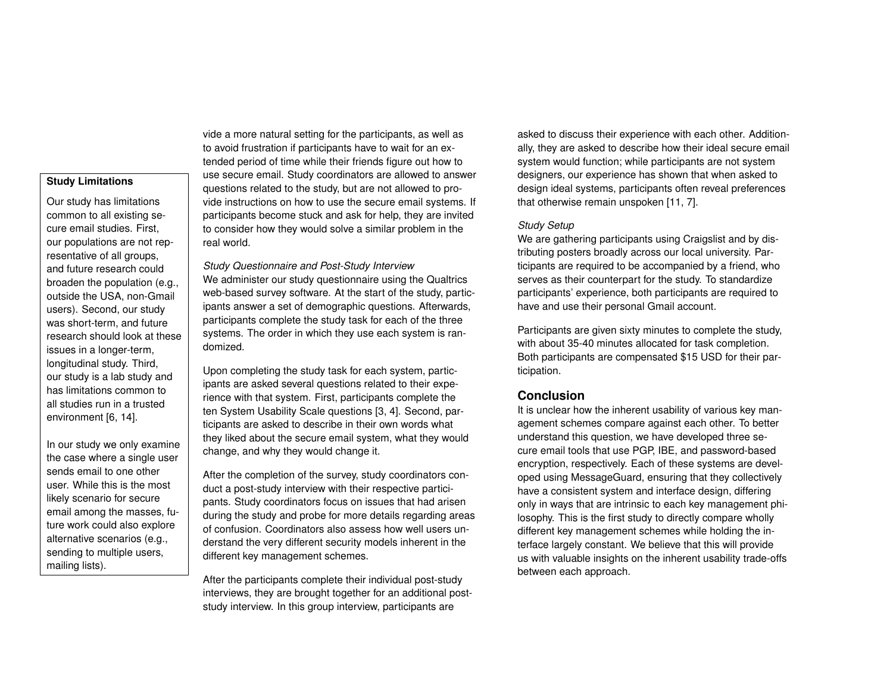### Study Limitations

Our study has limitations common to all existing secure email studies. First, our populations are not representative of all groups, and future research could broaden the population (e.g., outside the USA, non-Gmail users). Second, our study was short-term, and future research should look at these issues in a longer-term, longitudinal study. Third, our study is a lab study and has limitations common to all studies run in a trusted environment [6, 14].

In our study we only examine the case where a single user sends email to one other user. While this is the most likely scenario for secure email among the masses, future work could also explore alternative scenarios (e.g., sending to multiple users, mailing lists).

vide a more natural setting for the participants, as well as to avoid frustration if participants have to wait for an extended period of time while their friends figure out how to use secure email. Study coordinators are allowed to answer questions related to the study, but are not allowed to provide instructions on how to use the secure email systems. If participants become stuck and ask for help, they are invited to consider how they would solve a similar problem in the real world.

*Study Questionnaire and Post-Study Interview*

We administer our study questionnaire using the Qualtrics web-based survey software. At the start of the study, participants answer a set of demographic questions. Afterwards, participants complete the study task for each of the three systems. The order in which they use each system is randomized.

Upon completing the study task for each system, participants are asked several questions related to their experience with that system. First, participants complete the ten System Usability Scale questions [3, 4]. Second, participants are asked to describe in their own words what they liked about the secure email system, what they would change, and why they would change it.

After the completion of the survey, study coordinators conduct a post-study interview with their respective participants. Study coordinators focus on issues that had arisen during the study and probe for more details regarding areas of confusion. Coordinators also assess how well users understand the very different security models inherent in the different key management schemes.

After the participants complete their individual post-study interviews, they are brought together for an additional post-study interview. In this group interview, participants are asked to discuss their experience with each other. Additionally, they are asked to describe how their ideal secure email system would function; while participants are not system designers, our experience has shown that when asked to design ideal systems, participants often reveal preferences that otherwise remain unspoken [11, 7].

*Study Setup*

We are gathering participants using Craigslist and by distributing posters broadly across our local university. Participants are required to be accompanied by a friend, who serves as their counterpart for the study. To standardize participants' experience, both participants are required to have and use their personal Gmail account.

Participants are given sixty minutes to complete the study, with about 35-40 minutes allocated for task completion. Both participants are compensated $15 USD for their participation.

## Conclusion

It is unclear how the inherent usability of various key management schemes compare against each other. To better understand this question, we have developed three secure email tools that use PGP, IBE, and password-based encryption, respectively. Each of these systems are developed using MessageGuard, ensuring that they collectively have a consistent system and interface design, differing only in ways that are intrinsic to each key management philosophy. This is the first study to directly compare wholly different key management schemes while holding the interface largely constant. We believe that this will provide us with valuable insights on the inherent usability trade-offs between each approach.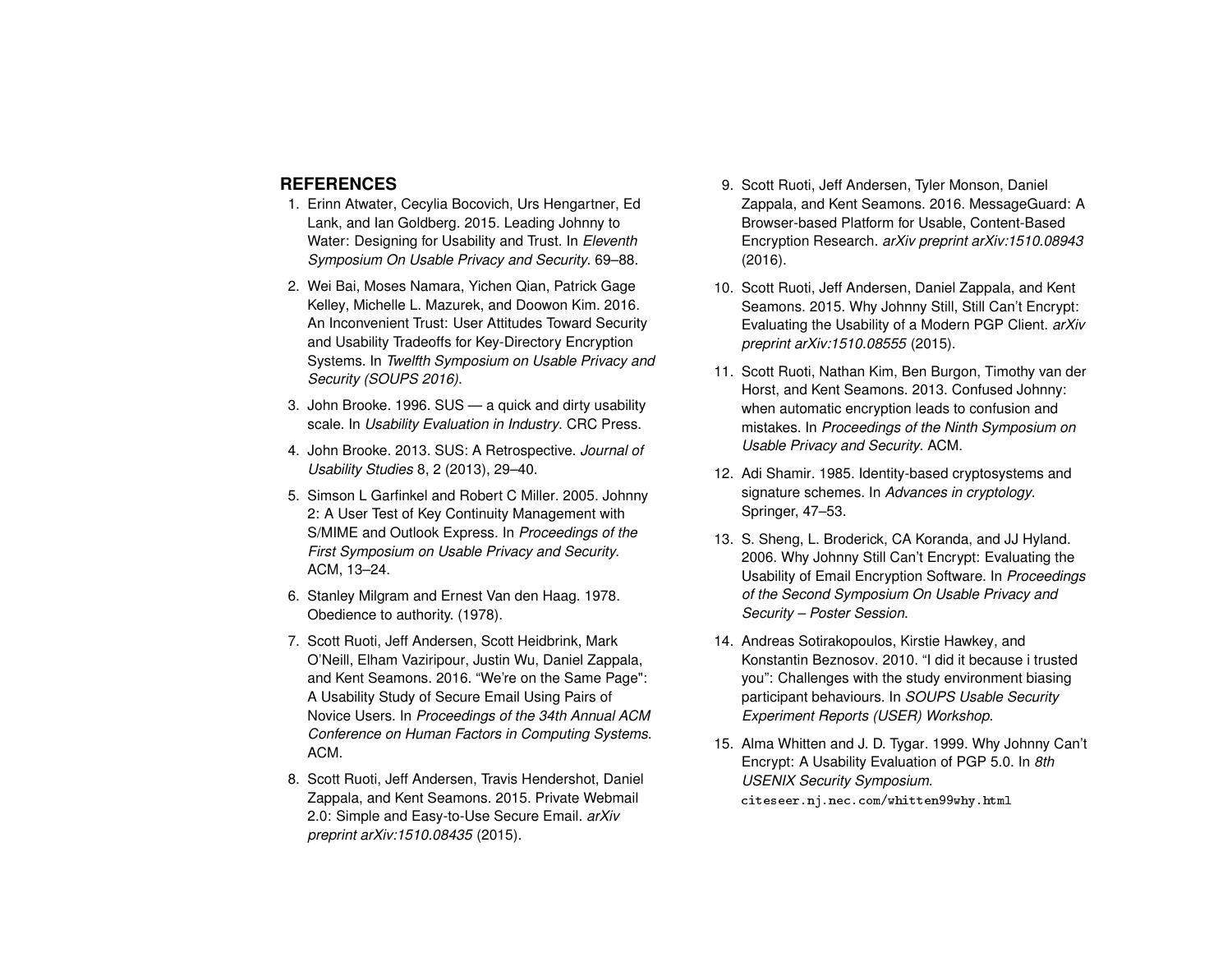## REFERENCES

1. Erinn Atwater, Cecylia Bocovich, Urs Hengartner, Ed Lank, and Ian Goldberg. 2015. Leading Johnny to Water: Designing for Usability and Trust. In *Eleventh Symposium On Usable Privacy and Security*. 69–88.
2. Wei Bai, Moses Namara, Yichen Qian, Patrick Gage Kelley, Michelle L. Mazurek, and Doowon Kim. 2016. An Inconvenient Trust: User Attitudes Toward Security and Usability Tradeoffs for Key-Directory Encryption Systems. In *Twelfth Symposium on Usable Privacy and Security (SOUPS 2016)*.
3. John Brooke. 1996. SUS — a quick and dirty usability scale. In *Usability Evaluation in Industry*. CRC Press.
4. John Brooke. 2013. SUS: A Retrospective. *Journal of Usability Studies* 8, 2 (2013), 29–40.
5. Simson L Garfinkel and Robert C Miller. 2005. Johnny 2: A User Test of Key Continuity Management with S/MIME and Outlook Express. In *Proceedings of the First Symposium on Usable Privacy and Security*. ACM, 13–24.
6. Stanley Milgram and Ernest Van den Haag. 1978. Obedience to authority. (1978).
7. Scott Ruoti, Jeff Andersen, Scott Heidbrink, Mark O'Neill, Elham Vaziripour, Justin Wu, Daniel Zappala, and Kent Seamons. 2016. "We're on the Same Page": A Usability Study of Secure Email Using Pairs of Novice Users. In *Proceedings of the 34th Annual ACM Conference on Human Factors in Computing Systems*. ACM.
8. Scott Ruoti, Jeff Andersen, Travis Hendershot, Daniel Zappala, and Kent Seamons. 2015. Private Webmail 2.0: Simple and Easy-to-Use Secure Email. *arXiv preprint arXiv:1510.08435* (2015).
9. Scott Ruoti, Jeff Andersen, Tyler Monson, Daniel Zappala, and Kent Seamons. 2016. MessageGuard: A Browser-based Platform for Usable, Content-Based Encryption Research. *arXiv preprint arXiv:1510.08943* (2016).
10. Scott Ruoti, Jeff Andersen, Daniel Zappala, and Kent Seamons. 2015. Why Johnny Still, Still Can't Encrypt: Evaluating the Usability of a Modern PGP Client. *arXiv preprint arXiv:1510.08555* (2015).
11. Scott Ruoti, Nathan Kim, Ben Burgon, Timothy van der Horst, and Kent Seamons. 2013. Confused Johnny: when automatic encryption leads to confusion and mistakes. In *Proceedings of the Ninth Symposium on Usable Privacy and Security*. ACM.
12. Adi Shamir. 1985. Identity-based cryptosystems and signature schemes. In *Advances in cryptology*. Springer, 47–53.
13. S. Sheng, L. Broderick, CA Koranda, and JJ Hyland. 2006. Why Johnny Still Can't Encrypt: Evaluating the Usability of Email Encryption Software. In *Proceedings of the Second Symposium On Usable Privacy and Security – Poster Session*.
14. Andreas Sotirakopoulos, Kirstie Hawkey, and Konstantin Beznosov. 2010. "I did it because i trusted you": Challenges with the study environment biasing participant behaviours. In *SOUPS Usable Security Experiment Reports (USER) Workshop*.
15. Alma Whitten and J. D. Tygar. 1999. Why Johnny Can't Encrypt: A Usability Evaluation of PGP 5.0. In *8th USENIX Security Symposium*. `citeseer.nj.nec.com/whitten99why.html`